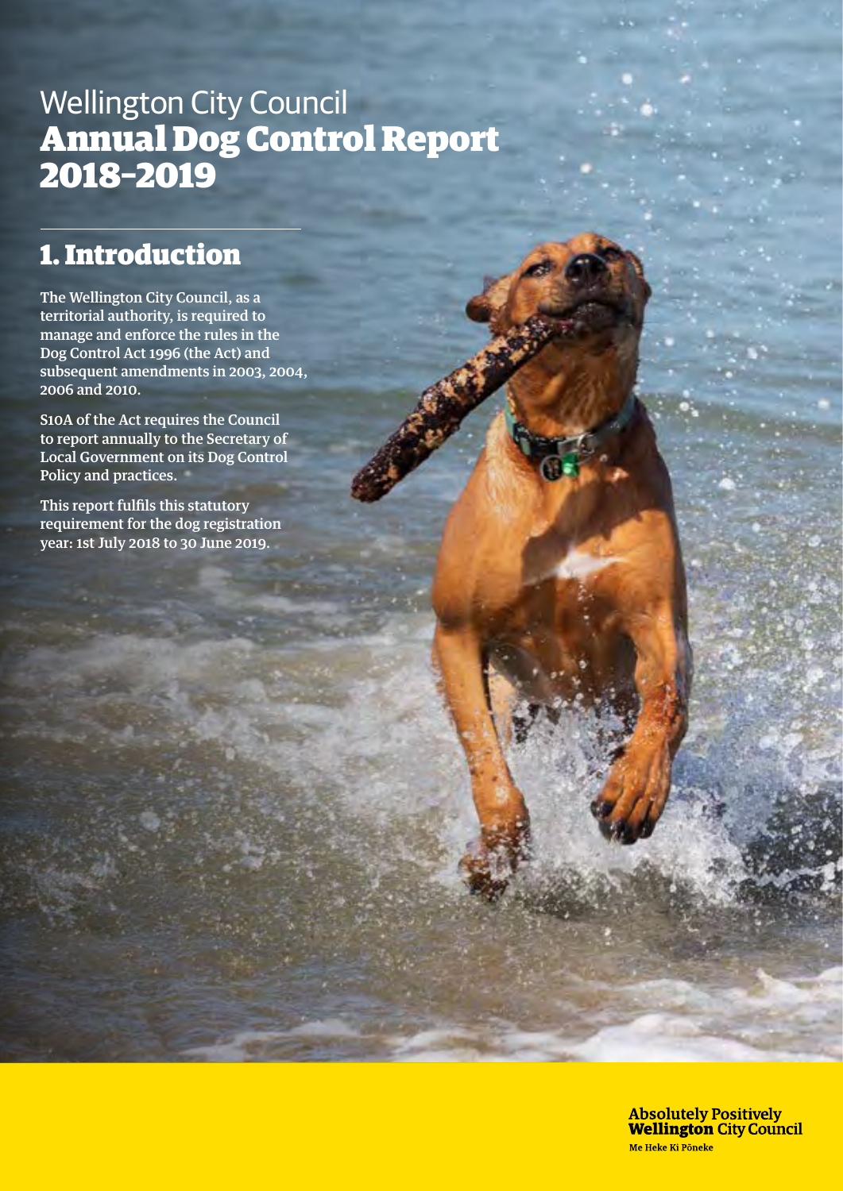# Wellington City Council
# Annual Dog Control Report 2018–2019

## 1. Introduction

The Wellington City Council, as a territorial authority, is required to manage and enforce the rules in the Dog Control Act 1996 (the Act) and subsequent amendments in 2003, 2004, 2006 and 2010.

S10A of the Act requires the Council to report annually to the Secretary of Local Government on its Dog Control Policy and practices.

This report fulfils this statutory requirement for the dog registration year: 1st July 2018 to 30 June 2019.

Absolutely Positively **Wellington** City Council
Me Heke Ki Pōneke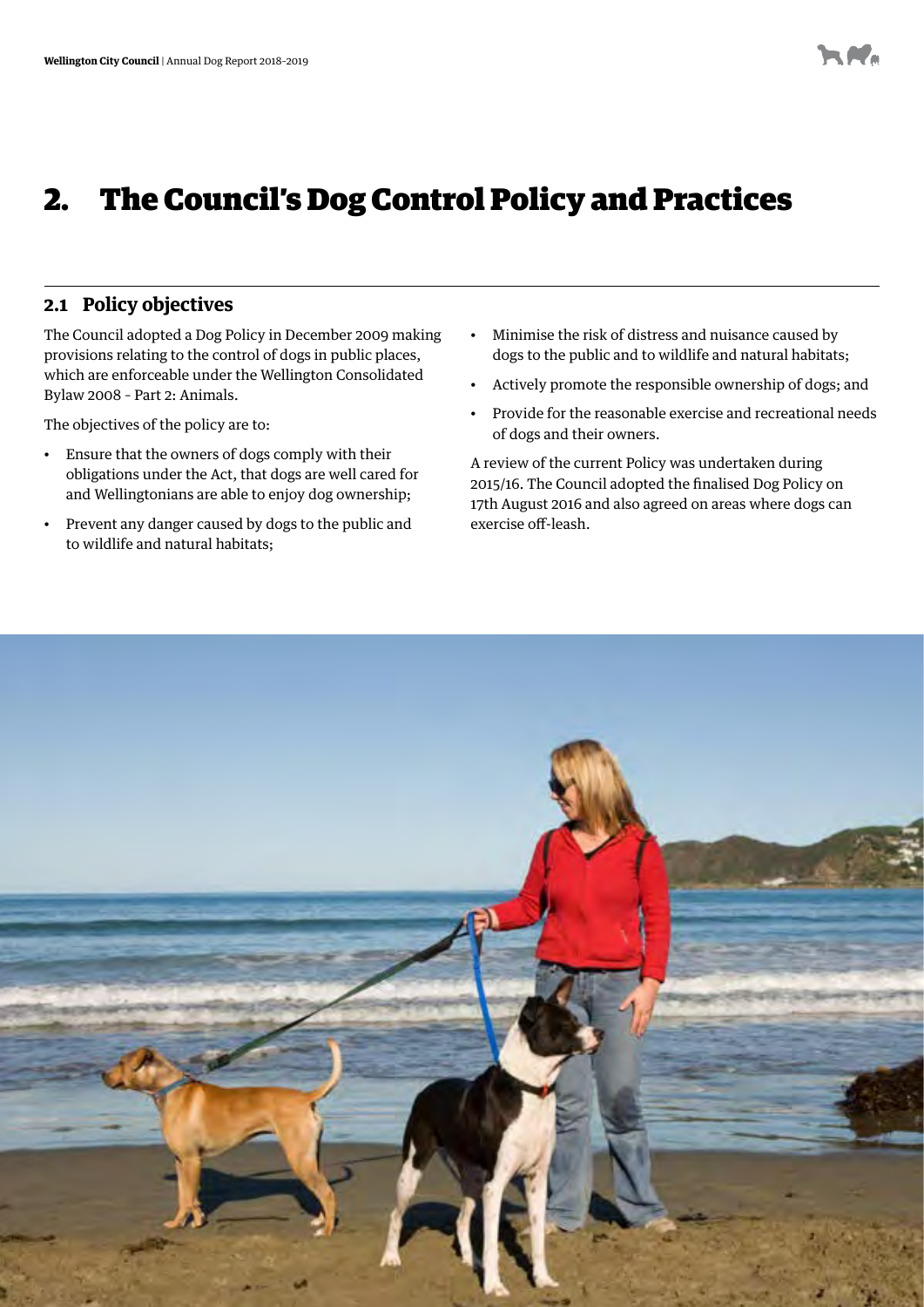# 2. The Council's Dog Control Policy and Practices

## 2.1 Policy objectives

The Council adopted a Dog Policy in December 2009 making provisions relating to the control of dogs in public places, which are enforceable under the Wellington Consolidated Bylaw 2008 - Part 2: Animals.

The objectives of the policy are to:

- Ensure that the owners of dogs comply with their obligations under the Act, that dogs are well cared for and Wellingtonians are able to enjoy dog ownership;
- Prevent any danger caused by dogs to the public and to wildlife and natural habitats;
- Minimise the risk of distress and nuisance caused by dogs to the public and to wildlife and natural habitats;
- Actively promote the responsible ownership of dogs; and
- Provide for the reasonable exercise and recreational needs of dogs and their owners.

A review of the current Policy was undertaken during 2015/16. The Council adopted the finalised Dog Policy on 17th August 2016 and also agreed on areas where dogs can exercise off-leash.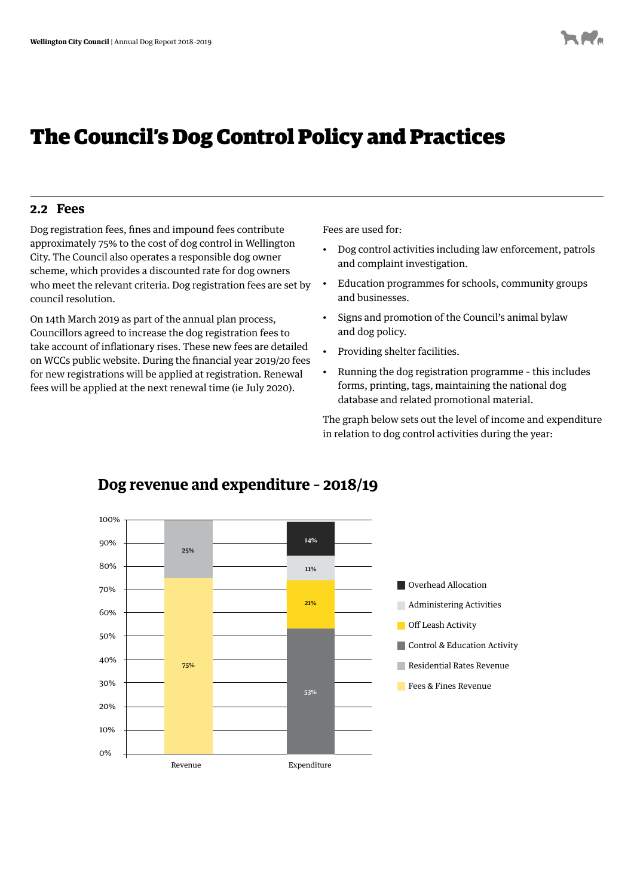# The Council's Dog Control Policy and Practices

## 2.2 Fees

Dog registration fees, fines and impound fees contribute approximately 75% to the cost of dog control in Wellington City. The Council also operates a responsible dog owner scheme, which provides a discounted rate for dog owners who meet the relevant criteria. Dog registration fees are set by council resolution.

On 14th March 2019 as part of the annual plan process, Councillors agreed to increase the dog registration fees to take account of inflationary rises. These new fees are detailed on WCCs public website. During the financial year 2019/20 fees for new registrations will be applied at registration. Renewal fees will be applied at the next renewal time (ie July 2020).

Fees are used for:

- Dog control activities including law enforcement, patrols and complaint investigation.
- Education programmes for schools, community groups and businesses.
- Signs and promotion of the Council's animal bylaw and dog policy.
- Providing shelter facilities.
- Running the dog registration programme - this includes forms, printing, tags, maintaining the national dog database and related promotional material.

The graph below sets out the level of income and expenditure in relation to dog control activities during the year:

### Dog revenue and expenditure – 2018/19

| | Revenue | Expenditure |
|---|---|---|
| Fees & Fines Revenue | 75% | |
| Residential Rates Revenue | 25% | |
| Control & Education Activity | | 53% |
| Off Leash Activity | | 21% |
| Administering Activities | | 11% |
| Overhead Allocation | | 14% |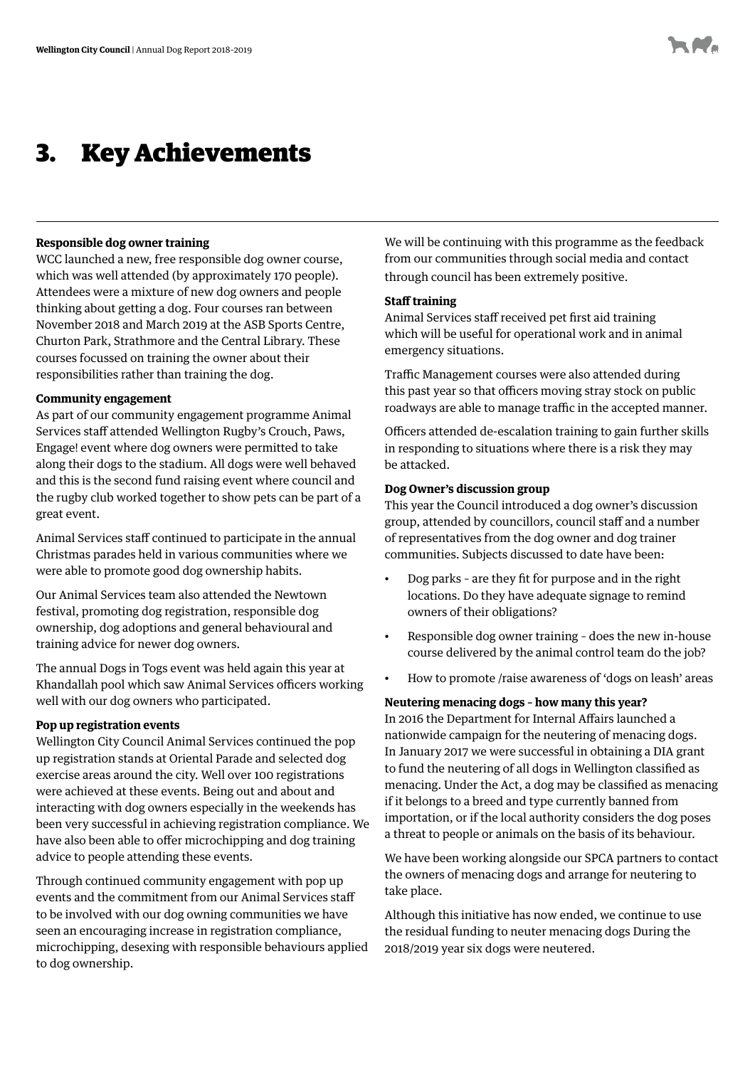# 3. Key Achievements

**Responsible dog owner training**

WCC launched a new, free responsible dog owner course, which was well attended (by approximately 170 people). Attendees were a mixture of new dog owners and people thinking about getting a dog. Four courses ran between November 2018 and March 2019 at the ASB Sports Centre, Churton Park, Strathmore and the Central Library. These courses focussed on training the owner about their responsibilities rather than training the dog.

**Community engagement**

As part of our community engagement programme Animal Services staff attended Wellington Rugby's Crouch, Paws, Engage! event where dog owners were permitted to take along their dogs to the stadium. All dogs were well behaved and this is the second fund raising event where council and the rugby club worked together to show pets can be part of a great event.

Animal Services staff continued to participate in the annual Christmas parades held in various communities where we were able to promote good dog ownership habits.

Our Animal Services team also attended the Newtown festival, promoting dog registration, responsible dog ownership, dog adoptions and general behavioural and training advice for newer dog owners.

The annual Dogs in Togs event was held again this year at Khandallah pool which saw Animal Services officers working well with our dog owners who participated.

**Pop up registration events**

Wellington City Council Animal Services continued the pop up registration stands at Oriental Parade and selected dog exercise areas around the city. Well over 100 registrations were achieved at these events. Being out and about and interacting with dog owners especially in the weekends has been very successful in achieving registration compliance. We have also been able to offer microchipping and dog training advice to people attending these events.

Through continued community engagement with pop up events and the commitment from our Animal Services staff to be involved with our dog owning communities we have seen an encouraging increase in registration compliance, microchipping, desexing with responsible behaviours applied to dog ownership.

We will be continuing with this programme as the feedback from our communities through social media and contact through council has been extremely positive.

**Staff training**

Animal Services staff received pet first aid training which will be useful for operational work and in animal emergency situations.

Traffic Management courses were also attended during this past year so that officers moving stray stock on public roadways are able to manage traffic in the accepted manner.

Officers attended de-escalation training to gain further skills in responding to situations where there is a risk they may be attacked.

**Dog Owner's discussion group**

This year the Council introduced a dog owner's discussion group, attended by councillors, council staff and a number of representatives from the dog owner and dog trainer communities. Subjects discussed to date have been:

- Dog parks – are they fit for purpose and in the right locations. Do they have adequate signage to remind owners of their obligations?
- Responsible dog owner training – does the new in-house course delivered by the animal control team do the job?
- How to promote /raise awareness of 'dogs on leash' areas

**Neutering menacing dogs – how many this year?**

In 2016 the Department for Internal Affairs launched a nationwide campaign for the neutering of menacing dogs. In January 2017 we were successful in obtaining a DIA grant to fund the neutering of all dogs in Wellington classified as menacing. Under the Act, a dog may be classified as menacing if it belongs to a breed and type currently banned from importation, or if the local authority considers the dog poses a threat to people or animals on the basis of its behaviour.

We have been working alongside our SPCA partners to contact the owners of menacing dogs and arrange for neutering to take place.

Although this initiative has now ended, we continue to use the residual funding to neuter menacing dogs During the 2018/2019 year six dogs were neutered.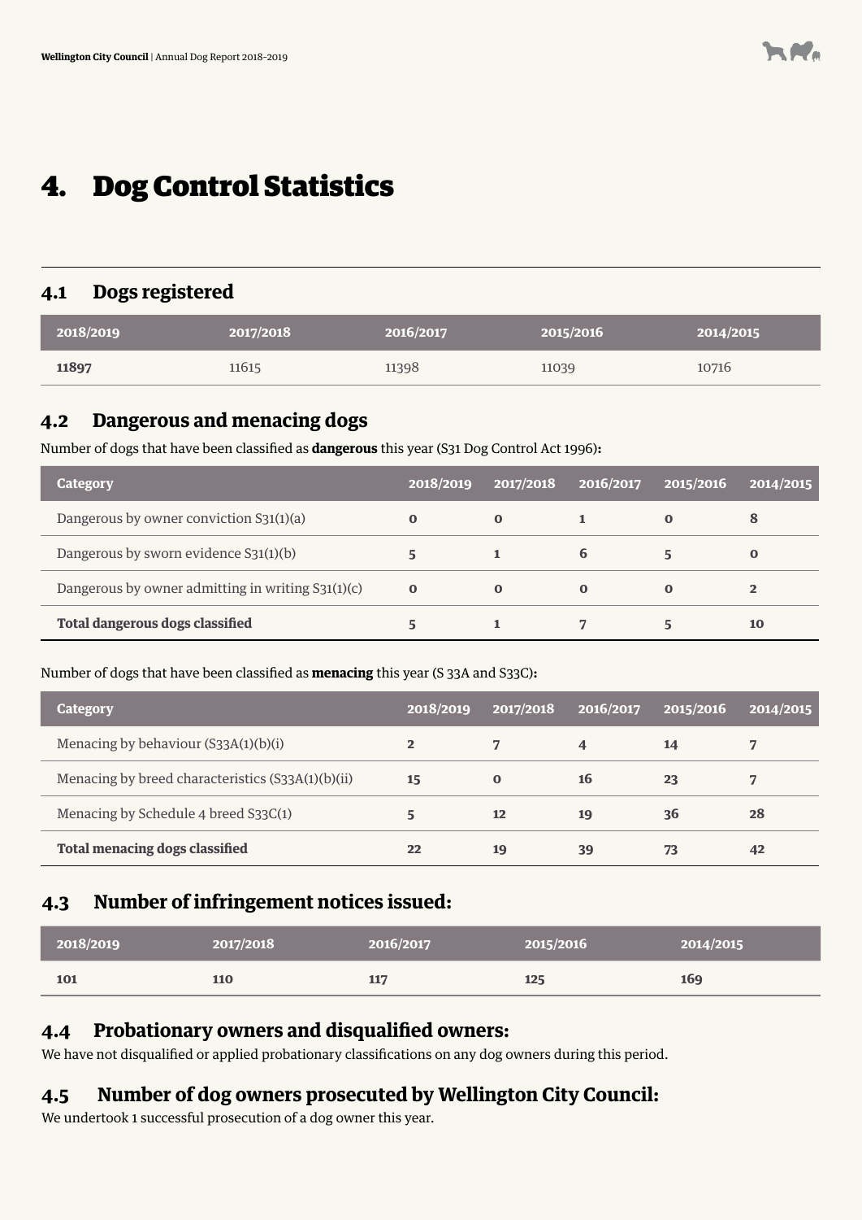# 4. Dog Control Statistics

## 4.1 Dogs registered

| 2018/2019 | 2017/2018 | 2016/2017 | 2015/2016 | 2014/2015 |
|---|---|---|---|---|
| **11897** | 11615 | 11398 | 11039 | 10716 |

## 4.2 Dangerous and menacing dogs

Number of dogs that have been classified as **dangerous** this year (S31 Dog Control Act 1996)**:**

| Category | 2018/2019 | 2017/2018 | 2016/2017 | 2015/2016 | 2014/2015 |
|---|---|---|---|---|---|
| Dangerous by owner conviction S31(1)(a) | **0** | **0** | **1** | **0** | **8** |
| Dangerous by sworn evidence S31(1)(b) | **5** | **1** | **6** | **5** | **0** |
| Dangerous by owner admitting in writing S31(1)(c) | **0** | **0** | **0** | **0** | **2** |
| **Total dangerous dogs classified** | **5** | **1** | **7** | **5** | **10** |

Number of dogs that have been classified as **menacing** this year (S 33A and S33C)**:**

| Category | 2018/2019 | 2017/2018 | 2016/2017 | 2015/2016 | 2014/2015 |
|---|---|---|---|---|---|
| Menacing by behaviour (S33A(1)(b)(i) | **2** | **7** | **4** | **14** | **7** |
| Menacing by breed characteristics (S33A(1)(b)(ii) | **15** | **0** | **16** | **23** | **7** |
| Menacing by Schedule 4 breed S33C(1) | **5** | **12** | **19** | **36** | **28** |
| **Total menacing dogs classified** | **22** | **19** | **39** | **73** | **42** |

## 4.3 Number of infringement notices issued:

| 2018/2019 | 2017/2018 | 2016/2017 | 2015/2016 | 2014/2015 |
|---|---|---|---|---|
| **101** | **110** | **117** | **125** | **169** |

## 4.4 Probationary owners and disqualified owners:

We have not disqualified or applied probationary classifications on any dog owners during this period.

## 4.5 Number of dog owners prosecuted by Wellington City Council:

We undertook 1 successful prosecution of a dog owner this year.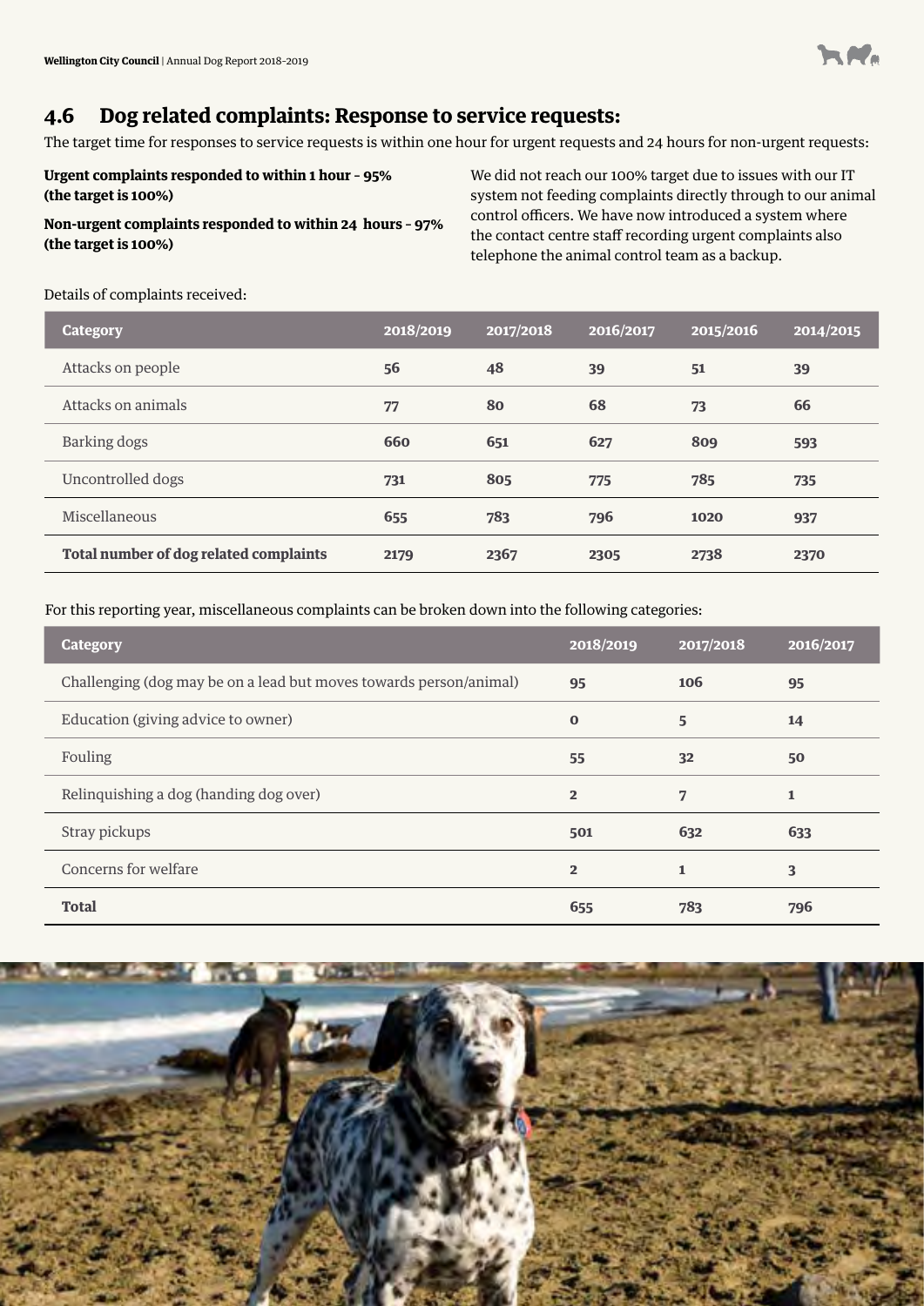## 4.6 Dog related complaints: Response to service requests:

The target time for responses to service requests is within one hour for urgent requests and 24 hours for non-urgent requests:

**Urgent complaints responded to within 1 hour – 95% (the target is 100%)**

**Non-urgent complaints responded to within 24 hours – 97% (the target is 100%)**

We did not reach our 100% target due to issues with our IT system not feeding complaints directly through to our animal control officers. We have now introduced a system where the contact centre staff recording urgent complaints also telephone the animal control team as a backup.

Details of complaints received:

| Category | 2018/2019 | 2017/2018 | 2016/2017 | 2015/2016 | 2014/2015 |
|---|---|---|---|---|---|
| Attacks on people | 56 | 48 | 39 | 51 | 39 |
| Attacks on animals | 77 | 80 | 68 | 73 | 66 |
| Barking dogs | 660 | 651 | 627 | 809 | 593 |
| Uncontrolled dogs | 731 | 805 | 775 | 785 | 735 |
| Miscellaneous | 655 | 783 | 796 | 1020 | 937 |
| **Total number of dog related complaints** | 2179 | 2367 | 2305 | 2738 | 2370 |

For this reporting year, miscellaneous complaints can be broken down into the following categories:

| Category | 2018/2019 | 2017/2018 | 2016/2017 |
|---|---|---|---|
| Challenging (dog may be on a lead but moves towards person/animal) | 95 | 106 | 95 |
| Education (giving advice to owner) | 0 | 5 | 14 |
| Fouling | 55 | 32 | 50 |
| Relinquishing a dog (handing dog over) | 2 | 7 | 1 |
| Stray pickups | 501 | 632 | 633 |
| Concerns for welfare | 2 | 1 | 3 |
| **Total** | 655 | 783 | 796 |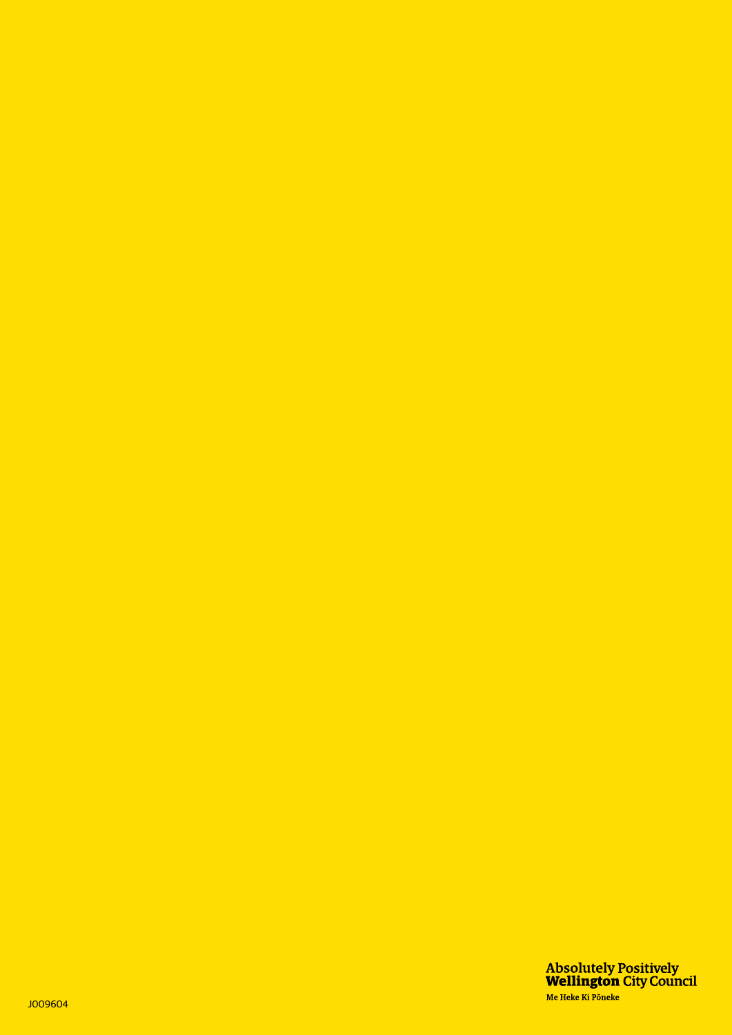J009604

Absolutely Positively
**Wellington** City Council

Me Heke Ki Pōneke